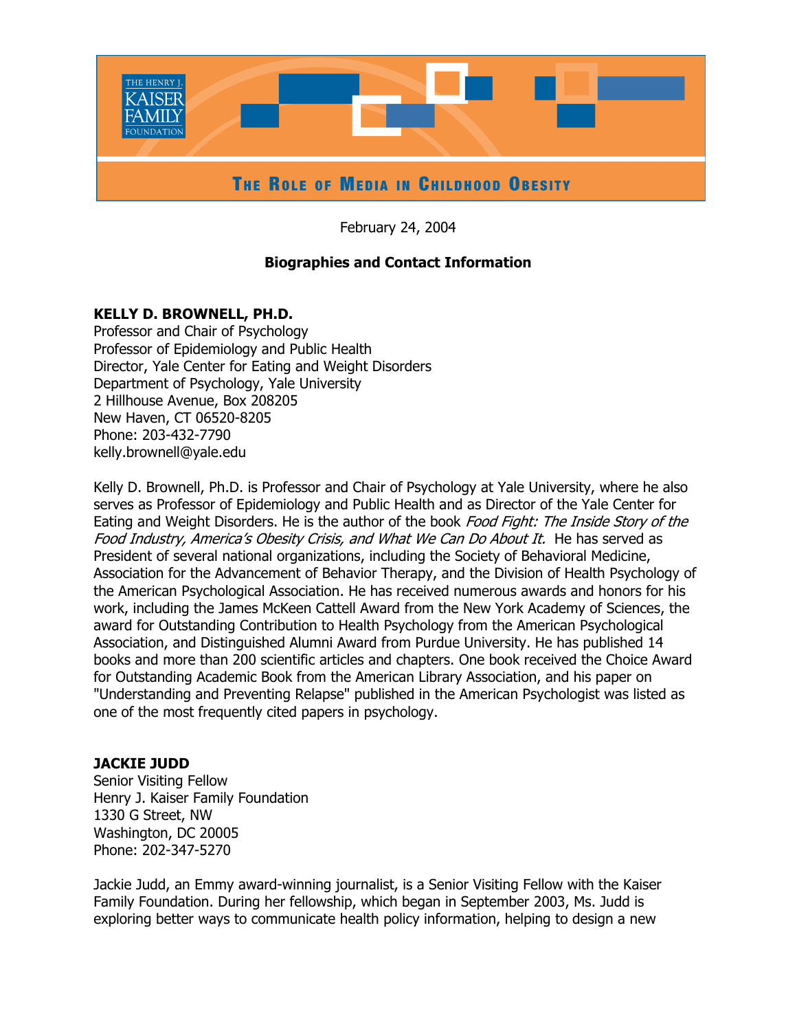# THE ROLE OF MEDIA IN CHILDHOOD OBESITY

February 24, 2004

## Biographies and Contact Information

**KELLY D. BROWNELL, PH.D.**
Professor and Chair of Psychology
Professor of Epidemiology and Public Health
Director, Yale Center for Eating and Weight Disorders
Department of Psychology, Yale University
2 Hillhouse Avenue, Box 208205
New Haven, CT 06520-8205
Phone: 203-432-7790
kelly.brownell@yale.edu

Kelly D. Brownell, Ph.D. is Professor and Chair of Psychology at Yale University, where he also serves as Professor of Epidemiology and Public Health and as Director of the Yale Center for Eating and Weight Disorders. He is the author of the book *Food Fight: The Inside Story of the Food Industry, America's Obesity Crisis, and What We Can Do About It.* He has served as President of several national organizations, including the Society of Behavioral Medicine, Association for the Advancement of Behavior Therapy, and the Division of Health Psychology of the American Psychological Association. He has received numerous awards and honors for his work, including the James McKeen Cattell Award from the New York Academy of Sciences, the award for Outstanding Contribution to Health Psychology from the American Psychological Association, and Distinguished Alumni Award from Purdue University. He has published 14 books and more than 200 scientific articles and chapters. One book received the Choice Award for Outstanding Academic Book from the American Library Association, and his paper on "Understanding and Preventing Relapse" published in the American Psychologist was listed as one of the most frequently cited papers in psychology.

**JACKIE JUDD**
Senior Visiting Fellow
Henry J. Kaiser Family Foundation
1330 G Street, NW
Washington, DC 20005
Phone: 202-347-5270

Jackie Judd, an Emmy award-winning journalist, is a Senior Visiting Fellow with the Kaiser Family Foundation. During her fellowship, which began in September 2003, Ms. Judd is exploring better ways to communicate health policy information, helping to design a new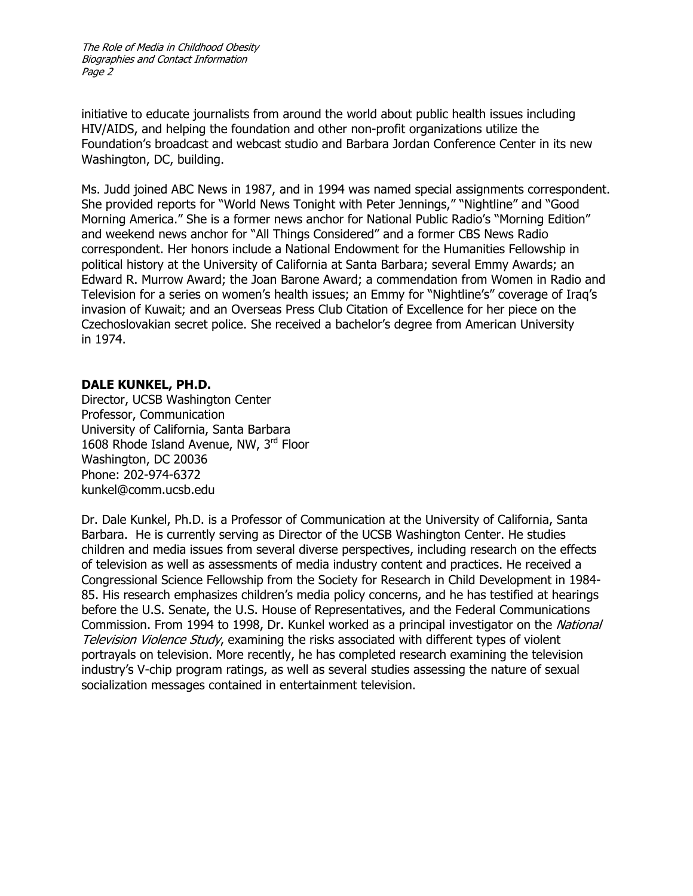initiative to educate journalists from around the world about public health issues including HIV/AIDS, and helping the foundation and other non-profit organizations utilize the Foundation's broadcast and webcast studio and Barbara Jordan Conference Center in its new Washington, DC, building.

Ms. Judd joined ABC News in 1987, and in 1994 was named special assignments correspondent. She provided reports for "World News Tonight with Peter Jennings," "Nightline" and "Good Morning America." She is a former news anchor for National Public Radio's "Morning Edition" and weekend news anchor for "All Things Considered" and a former CBS News Radio correspondent. Her honors include a National Endowment for the Humanities Fellowship in political history at the University of California at Santa Barbara; several Emmy Awards; an Edward R. Murrow Award; the Joan Barone Award; a commendation from Women in Radio and Television for a series on women's health issues; an Emmy for "Nightline's" coverage of Iraq's invasion of Kuwait; and an Overseas Press Club Citation of Excellence for her piece on the Czechoslovakian secret police. She received a bachelor's degree from American University in 1974.

**DALE KUNKEL, PH.D.**
Director, UCSB Washington Center
Professor, Communication
University of California, Santa Barbara
1608 Rhode Island Avenue, NW, 3rd Floor
Washington, DC 20036
Phone: 202-974-6372
kunkel@comm.ucsb.edu

Dr. Dale Kunkel, Ph.D. is a Professor of Communication at the University of California, Santa Barbara. He is currently serving as Director of the UCSB Washington Center. He studies children and media issues from several diverse perspectives, including research on the effects of television as well as assessments of media industry content and practices. He received a Congressional Science Fellowship from the Society for Research in Child Development in 1984-85. His research emphasizes children's media policy concerns, and he has testified at hearings before the U.S. Senate, the U.S. House of Representatives, and the Federal Communications Commission. From 1994 to 1998, Dr. Kunkel worked as a principal investigator on the *National Television Violence Study*, examining the risks associated with different types of violent portrayals on television. More recently, he has completed research examining the television industry's V-chip program ratings, as well as several studies assessing the nature of sexual socialization messages contained in entertainment television.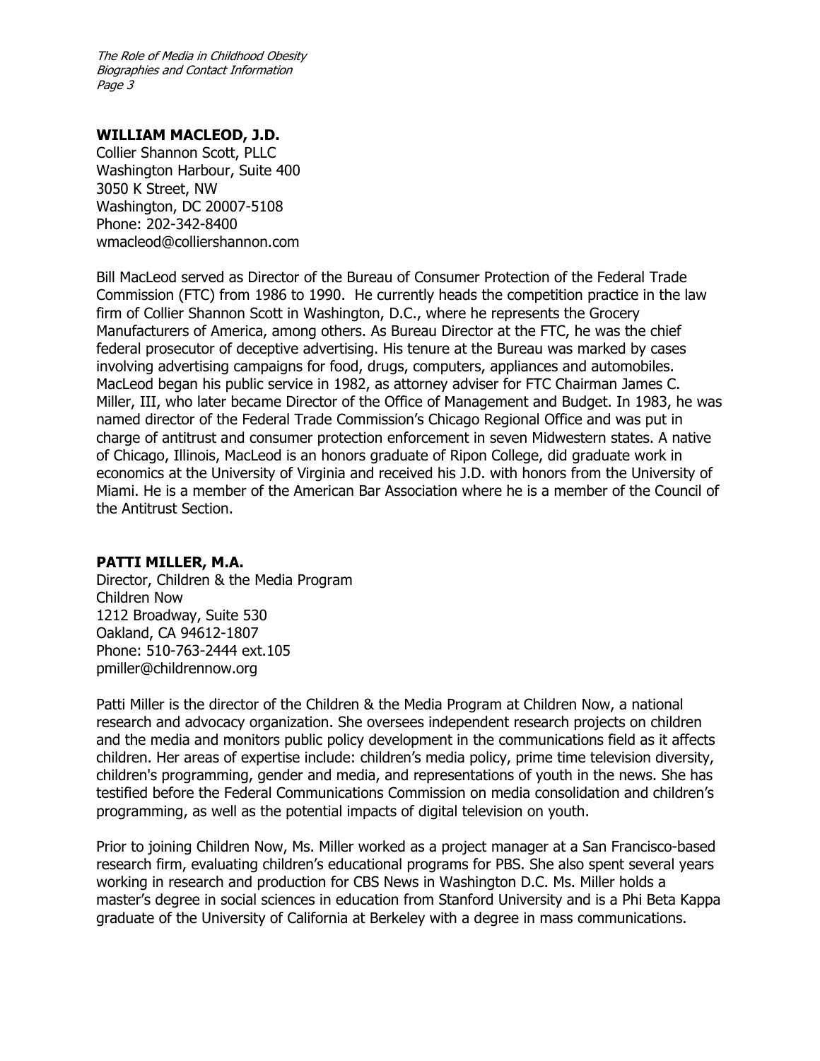**WILLIAM MACLEOD, J.D.**
Collier Shannon Scott, PLLC
Washington Harbour, Suite 400
3050 K Street, NW
Washington, DC 20007-5108
Phone: 202-342-8400
wmacleod@colliershannon.com

Bill MacLeod served as Director of the Bureau of Consumer Protection of the Federal Trade Commission (FTC) from 1986 to 1990. He currently heads the competition practice in the law firm of Collier Shannon Scott in Washington, D.C., where he represents the Grocery Manufacturers of America, among others. As Bureau Director at the FTC, he was the chief federal prosecutor of deceptive advertising. His tenure at the Bureau was marked by cases involving advertising campaigns for food, drugs, computers, appliances and automobiles. MacLeod began his public service in 1982, as attorney adviser for FTC Chairman James C. Miller, III, who later became Director of the Office of Management and Budget. In 1983, he was named director of the Federal Trade Commission's Chicago Regional Office and was put in charge of antitrust and consumer protection enforcement in seven Midwestern states. A native of Chicago, Illinois, MacLeod is an honors graduate of Ripon College, did graduate work in economics at the University of Virginia and received his J.D. with honors from the University of Miami. He is a member of the American Bar Association where he is a member of the Council of the Antitrust Section.

**PATTI MILLER, M.A.**
Director, Children & the Media Program
Children Now
1212 Broadway, Suite 530
Oakland, CA 94612-1807
Phone: 510-763-2444 ext.105
pmiller@childrennow.org

Patti Miller is the director of the Children & the Media Program at Children Now, a national research and advocacy organization. She oversees independent research projects on children and the media and monitors public policy development in the communications field as it affects children. Her areas of expertise include: children's media policy, prime time television diversity, children's programming, gender and media, and representations of youth in the news. She has testified before the Federal Communications Commission on media consolidation and children's programming, as well as the potential impacts of digital television on youth.

Prior to joining Children Now, Ms. Miller worked as a project manager at a San Francisco-based research firm, evaluating children's educational programs for PBS. She also spent several years working in research and production for CBS News in Washington D.C. Ms. Miller holds a master's degree in social sciences in education from Stanford University and is a Phi Beta Kappa graduate of the University of California at Berkeley with a degree in mass communications.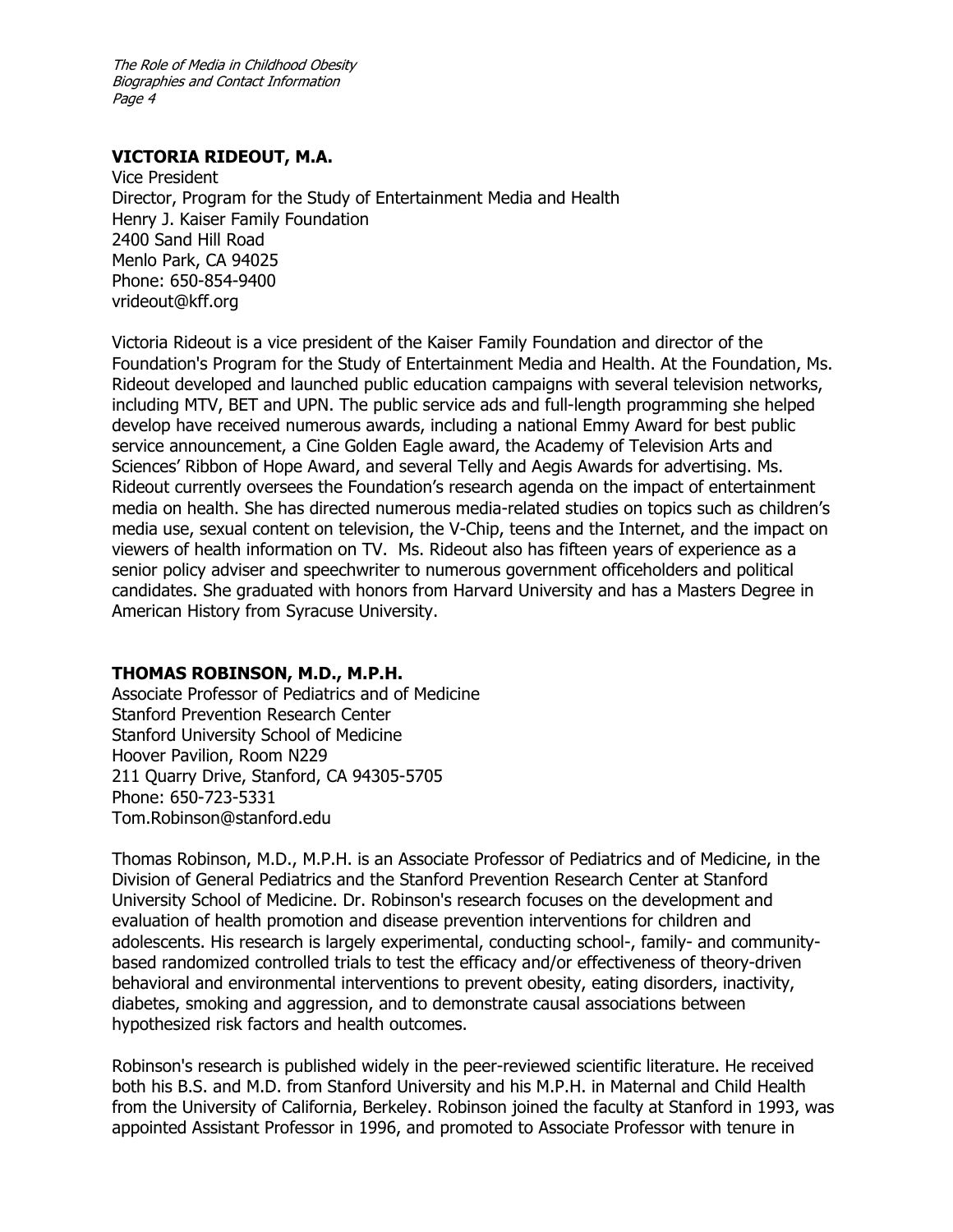**VICTORIA RIDEOUT, M.A.**
Vice President
Director, Program for the Study of Entertainment Media and Health
Henry J. Kaiser Family Foundation
2400 Sand Hill Road
Menlo Park, CA 94025
Phone: 650-854-9400
vrideout@kff.org

Victoria Rideout is a vice president of the Kaiser Family Foundation and director of the Foundation's Program for the Study of Entertainment Media and Health. At the Foundation, Ms. Rideout developed and launched public education campaigns with several television networks, including MTV, BET and UPN. The public service ads and full-length programming she helped develop have received numerous awards, including a national Emmy Award for best public service announcement, a Cine Golden Eagle award, the Academy of Television Arts and Sciences' Ribbon of Hope Award, and several Telly and Aegis Awards for advertising. Ms. Rideout currently oversees the Foundation's research agenda on the impact of entertainment media on health. She has directed numerous media-related studies on topics such as children's media use, sexual content on television, the V-Chip, teens and the Internet, and the impact on viewers of health information on TV. Ms. Rideout also has fifteen years of experience as a senior policy adviser and speechwriter to numerous government officeholders and political candidates. She graduated with honors from Harvard University and has a Masters Degree in American History from Syracuse University.

**THOMAS ROBINSON, M.D., M.P.H.**
Associate Professor of Pediatrics and of Medicine
Stanford Prevention Research Center
Stanford University School of Medicine
Hoover Pavilion, Room N229
211 Quarry Drive, Stanford, CA 94305-5705
Phone: 650-723-5331
Tom.Robinson@stanford.edu

Thomas Robinson, M.D., M.P.H. is an Associate Professor of Pediatrics and of Medicine, in the Division of General Pediatrics and the Stanford Prevention Research Center at Stanford University School of Medicine. Dr. Robinson's research focuses on the development and evaluation of health promotion and disease prevention interventions for children and adolescents. His research is largely experimental, conducting school-, family- and community-based randomized controlled trials to test the efficacy and/or effectiveness of theory-driven behavioral and environmental interventions to prevent obesity, eating disorders, inactivity, diabetes, smoking and aggression, and to demonstrate causal associations between hypothesized risk factors and health outcomes.

Robinson's research is published widely in the peer-reviewed scientific literature. He received both his B.S. and M.D. from Stanford University and his M.P.H. in Maternal and Child Health from the University of California, Berkeley. Robinson joined the faculty at Stanford in 1993, was appointed Assistant Professor in 1996, and promoted to Associate Professor with tenure in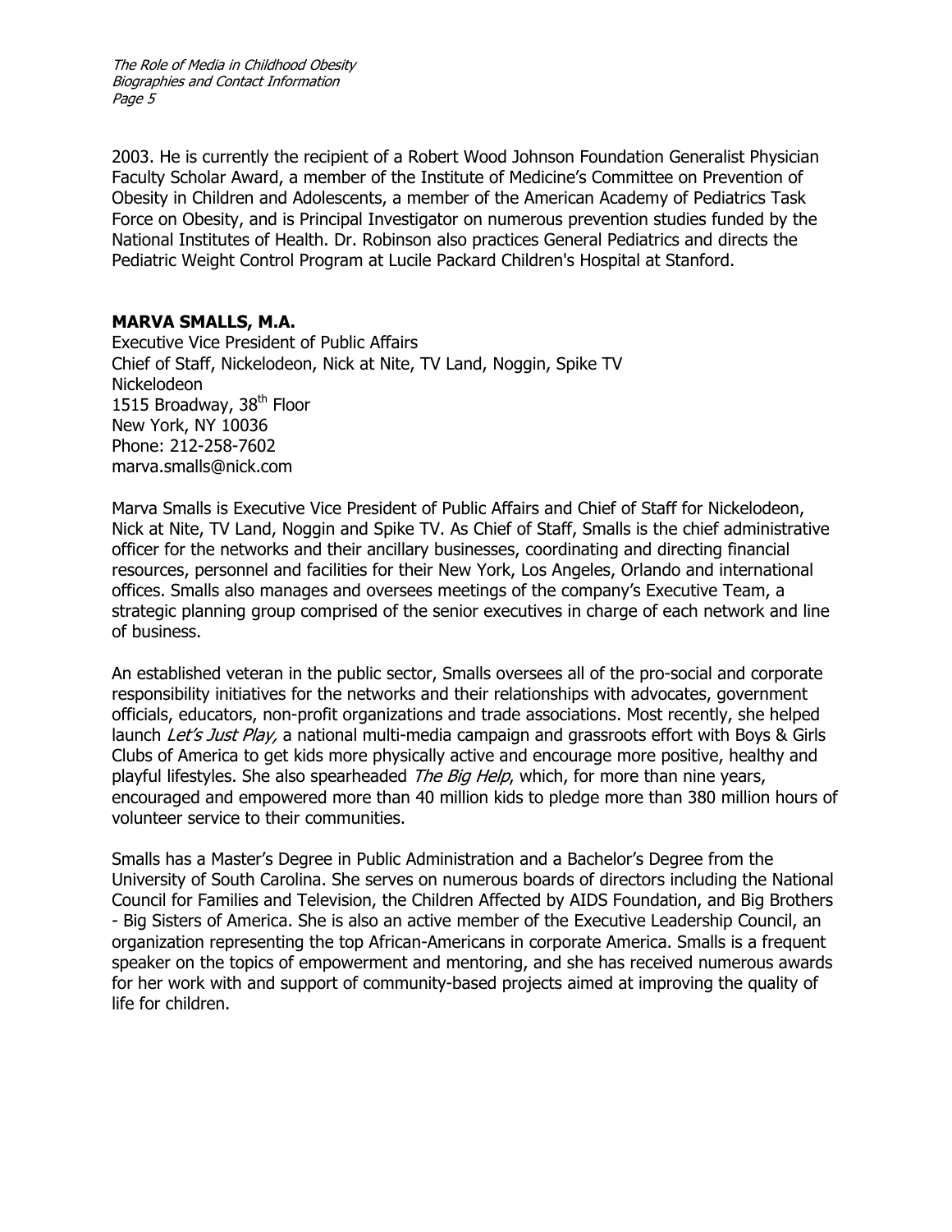2003. He is currently the recipient of a Robert Wood Johnson Foundation Generalist Physician Faculty Scholar Award, a member of the Institute of Medicine's Committee on Prevention of Obesity in Children and Adolescents, a member of the American Academy of Pediatrics Task Force on Obesity, and is Principal Investigator on numerous prevention studies funded by the National Institutes of Health. Dr. Robinson also practices General Pediatrics and directs the Pediatric Weight Control Program at Lucile Packard Children's Hospital at Stanford.

**MARVA SMALLS, M.A.**
Executive Vice President of Public Affairs
Chief of Staff, Nickelodeon, Nick at Nite, TV Land, Noggin, Spike TV
Nickelodeon
1515 Broadway, 38th Floor
New York, NY 10036
Phone: 212-258-7602
marva.smalls@nick.com

Marva Smalls is Executive Vice President of Public Affairs and Chief of Staff for Nickelodeon, Nick at Nite, TV Land, Noggin and Spike TV. As Chief of Staff, Smalls is the chief administrative officer for the networks and their ancillary businesses, coordinating and directing financial resources, personnel and facilities for their New York, Los Angeles, Orlando and international offices. Smalls also manages and oversees meetings of the company's Executive Team, a strategic planning group comprised of the senior executives in charge of each network and line of business.

An established veteran in the public sector, Smalls oversees all of the pro-social and corporate responsibility initiatives for the networks and their relationships with advocates, government officials, educators, non-profit organizations and trade associations. Most recently, she helped launch *Let's Just Play,* a national multi-media campaign and grassroots effort with Boys & Girls Clubs of America to get kids more physically active and encourage more positive, healthy and playful lifestyles. She also spearheaded *The Big Help*, which, for more than nine years, encouraged and empowered more than 40 million kids to pledge more than 380 million hours of volunteer service to their communities.

Smalls has a Master's Degree in Public Administration and a Bachelor's Degree from the University of South Carolina. She serves on numerous boards of directors including the National Council for Families and Television, the Children Affected by AIDS Foundation, and Big Brothers - Big Sisters of America. She is also an active member of the Executive Leadership Council, an organization representing the top African-Americans in corporate America. Smalls is a frequent speaker on the topics of empowerment and mentoring, and she has received numerous awards for her work with and support of community-based projects aimed at improving the quality of life for children.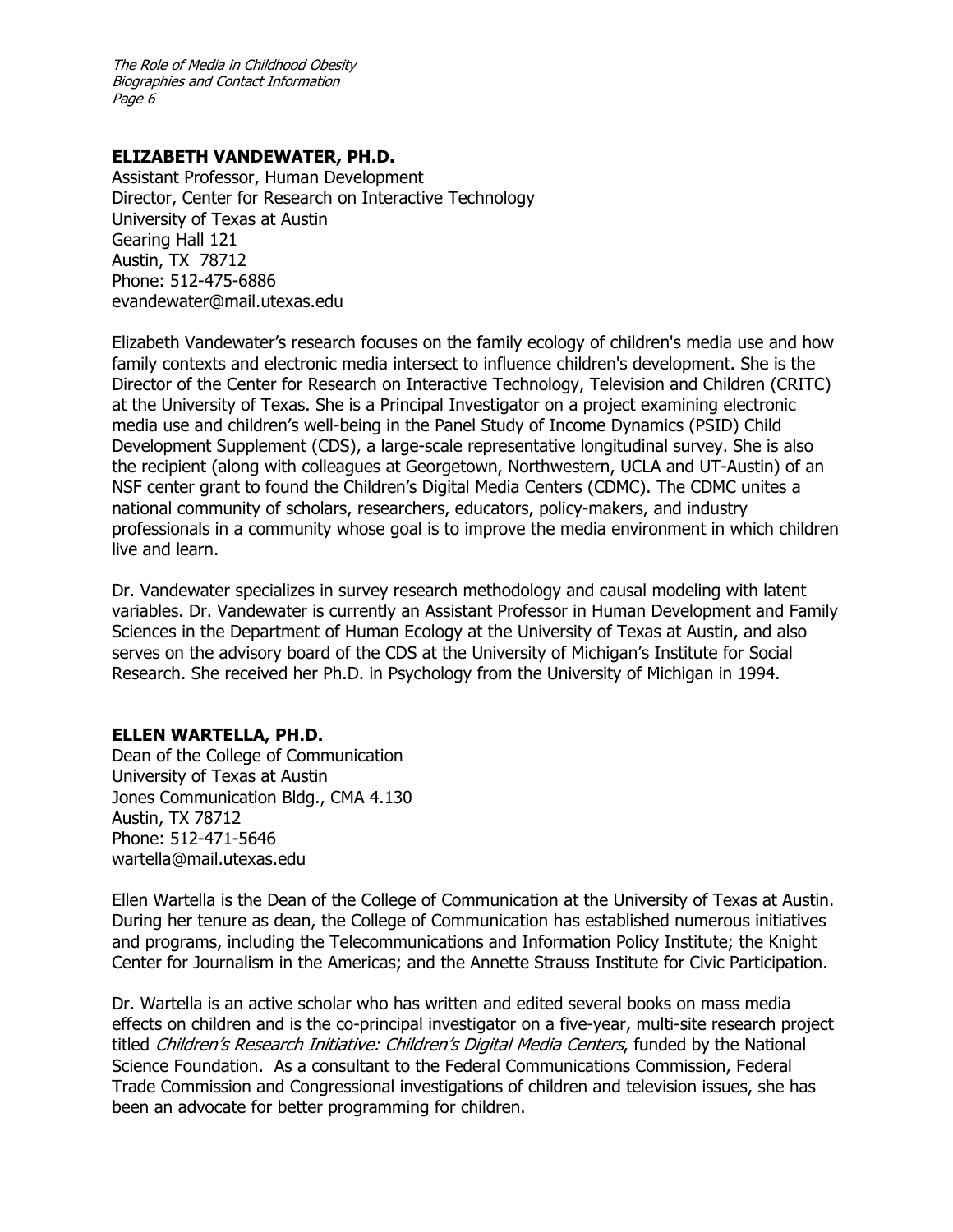## ELIZABETH VANDEWATER, PH.D.

Assistant Professor, Human Development
Director, Center for Research on Interactive Technology
University of Texas at Austin
Gearing Hall 121
Austin, TX 78712
Phone: 512-475-6886
evandewater@mail.utexas.edu

Elizabeth Vandewater's research focuses on the family ecology of children's media use and how family contexts and electronic media intersect to influence children's development. She is the Director of the Center for Research on Interactive Technology, Television and Children (CRITC) at the University of Texas. She is a Principal Investigator on a project examining electronic media use and children's well-being in the Panel Study of Income Dynamics (PSID) Child Development Supplement (CDS), a large-scale representative longitudinal survey. She is also the recipient (along with colleagues at Georgetown, Northwestern, UCLA and UT-Austin) of an NSF center grant to found the Children's Digital Media Centers (CDMC). The CDMC unites a national community of scholars, researchers, educators, policy-makers, and industry professionals in a community whose goal is to improve the media environment in which children live and learn.

Dr. Vandewater specializes in survey research methodology and causal modeling with latent variables. Dr. Vandewater is currently an Assistant Professor in Human Development and Family Sciences in the Department of Human Ecology at the University of Texas at Austin, and also serves on the advisory board of the CDS at the University of Michigan's Institute for Social Research. She received her Ph.D. in Psychology from the University of Michigan in 1994.

## ELLEN WARTELLA, PH.D.

Dean of the College of Communication
University of Texas at Austin
Jones Communication Bldg., CMA 4.130
Austin, TX 78712
Phone: 512-471-5646
wartella@mail.utexas.edu

Ellen Wartella is the Dean of the College of Communication at the University of Texas at Austin. During her tenure as dean, the College of Communication has established numerous initiatives and programs, including the Telecommunications and Information Policy Institute; the Knight Center for Journalism in the Americas; and the Annette Strauss Institute for Civic Participation.

Dr. Wartella is an active scholar who has written and edited several books on mass media effects on children and is the co-principal investigator on a five-year, multi-site research project titled *Children's Research Initiative: Children's Digital Media Centers*, funded by the National Science Foundation. As a consultant to the Federal Communications Commission, Federal Trade Commission and Congressional investigations of children and television issues, she has been an advocate for better programming for children.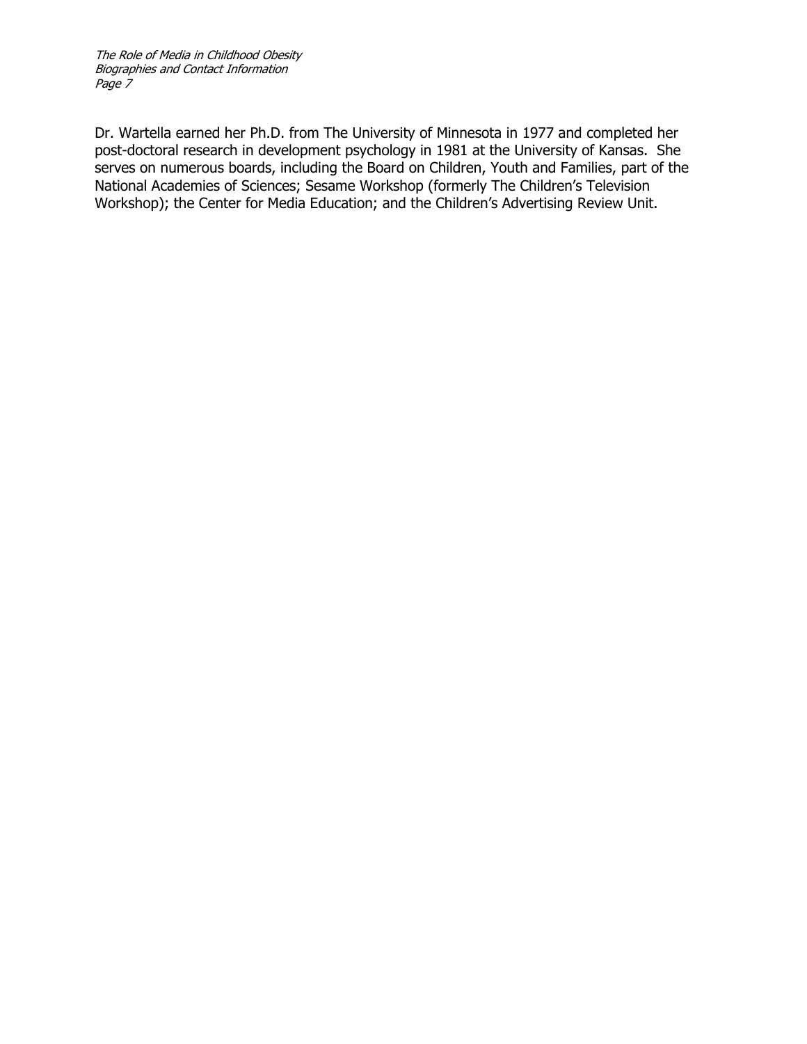Dr. Wartella earned her Ph.D. from The University of Minnesota in 1977 and completed her post-doctoral research in development psychology in 1981 at the University of Kansas. She serves on numerous boards, including the Board on Children, Youth and Families, part of the National Academies of Sciences; Sesame Workshop (formerly The Children's Television Workshop); the Center for Media Education; and the Children's Advertising Review Unit.